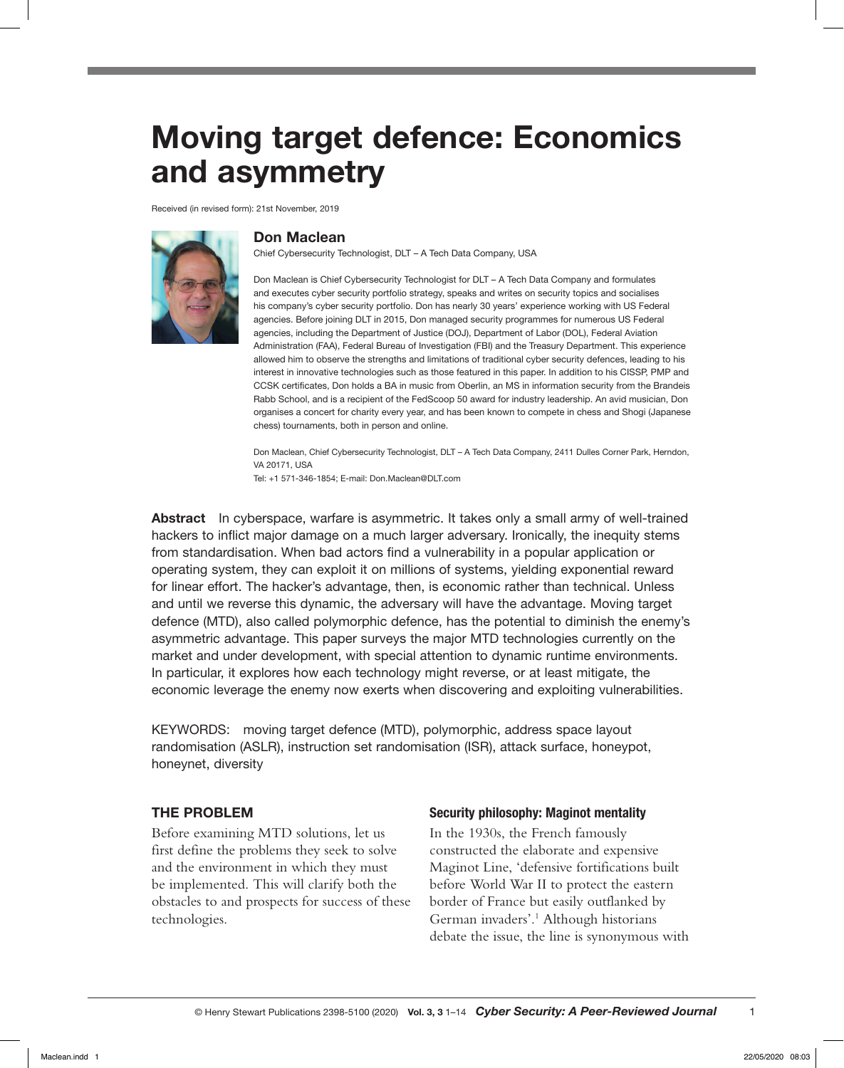# Moving target defence: Economics and asymmetry

Received (in revised form): 21st November, 2019

## Don Maclean

Chief Cybersecurity Technologist, DLT – A Tech Data Company, USA

Don Maclean is Chief Cybersecurity Technologist for DLT – A Tech Data Company and formulates and executes cyber security portfolio strategy, speaks and writes on security topics and socialises his company's cyber security portfolio. Don has nearly 30 years' experience working with US Federal agencies. Before joining DLT in 2015, Don managed security programmes for numerous US Federal agencies, including the Department of Justice (DOJ), Department of Labor (DOL), Federal Aviation Administration (FAA), Federal Bureau of Investigation (FBI) and the Treasury Department. This experience allowed him to observe the strengths and limitations of traditional cyber security defences, leading to his interest in innovative technologies such as those featured in this paper. In addition to his CISSP, PMP and CCSK certificates, Don holds a BA in music from Oberlin, an MS in information security from the Brandeis Rabb School, and is a recipient of the FedScoop 50 award for industry leadership. An avid musician, Don organises a concert for charity every year, and has been known to compete in chess and Shogi (Japanese chess) tournaments, both in person and online.

Don Maclean, Chief Cybersecurity Technologist, DLT – A Tech Data Company, 2411 Dulles Corner Park, Herndon, VA 20171, USA
Tel: +1 571-346-1854; E-mail: Don.Maclean@DLT.com

**Abstract** In cyberspace, warfare is asymmetric. It takes only a small army of well-trained hackers to inflict major damage on a much larger adversary. Ironically, the inequity stems from standardisation. When bad actors find a vulnerability in a popular application or operating system, they can exploit it on millions of systems, yielding exponential reward for linear effort. The hacker's advantage, then, is economic rather than technical. Unless and until we reverse this dynamic, the adversary will have the advantage. Moving target defence (MTD), also called polymorphic defence, has the potential to diminish the enemy's asymmetric advantage. This paper surveys the major MTD technologies currently on the market and under development, with special attention to dynamic runtime environments. In particular, it explores how each technology might reverse, or at least mitigate, the economic leverage the enemy now exerts when discovering and exploiting vulnerabilities.

KEYWORDS: moving target defence (MTD), polymorphic, address space layout randomisation (ASLR), instruction set randomisation (ISR), attack surface, honeypot, honeynet, diversity

## THE PROBLEM

Before examining MTD solutions, let us first define the problems they seek to solve and the environment in which they must be implemented. This will clarify both the obstacles to and prospects for success of these technologies.

### Security philosophy: Maginot mentality

In the 1930s, the French famously constructed the elaborate and expensive Maginot Line, 'defensive fortifications built before World War II to protect the eastern border of France but easily outflanked by German invaders'.[1] Although historians debate the issue, the line is synonymous with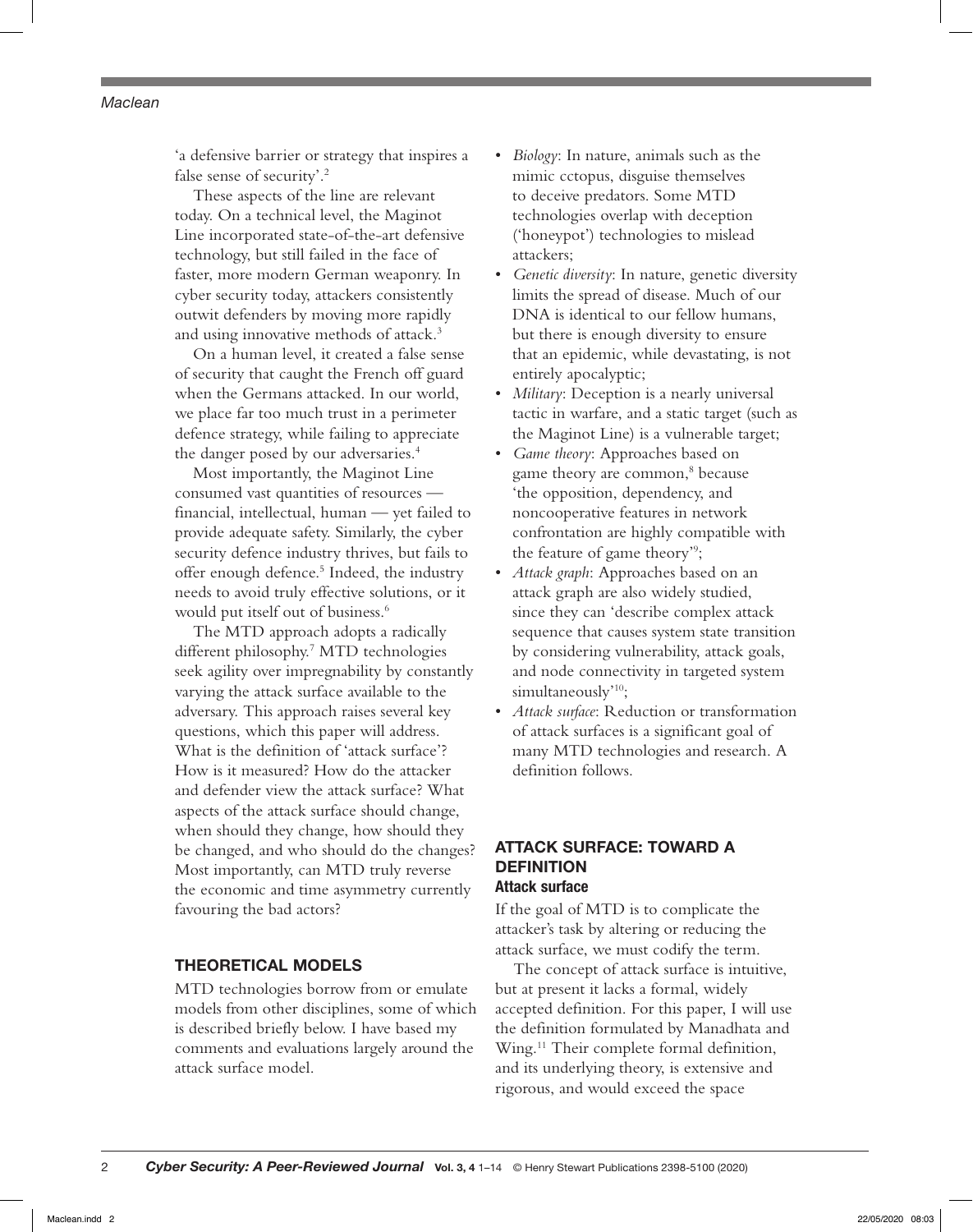'a defensive barrier or strategy that inspires a false sense of security'.[2]

These aspects of the line are relevant today. On a technical level, the Maginot Line incorporated state-of-the-art defensive technology, but still failed in the face of faster, more modern German weaponry. In cyber security today, attackers consistently outwit defenders by moving more rapidly and using innovative methods of attack.[3]

On a human level, it created a false sense of security that caught the French off guard when the Germans attacked. In our world, we place far too much trust in a perimeter defence strategy, while failing to appreciate the danger posed by our adversaries.[4]

Most importantly, the Maginot Line consumed vast quantities of resources — financial, intellectual, human — yet failed to provide adequate safety. Similarly, the cyber security defence industry thrives, but fails to offer enough defence.[5] Indeed, the industry needs to avoid truly effective solutions, or it would put itself out of business.[6]

The MTD approach adopts a radically different philosophy.[7] MTD technologies seek agility over impregnability by constantly varying the attack surface available to the adversary. This approach raises several key questions, which this paper will address. What is the definition of 'attack surface'? How is it measured? How do the attacker and defender view the attack surface? What aspects of the attack surface should change, when should they change, how should they be changed, and who should do the changes? Most importantly, can MTD truly reverse the economic and time asymmetry currently favouring the bad actors?

## THEORETICAL MODELS

MTD technologies borrow from or emulate models from other disciplines, some of which is described briefly below. I have based my comments and evaluations largely around the attack surface model.

- *Biology*: In nature, animals such as the mimic octopus, disguise themselves to deceive predators. Some MTD technologies overlap with deception ('honeypot') technologies to mislead attackers;
- *Genetic diversity*: In nature, genetic diversity limits the spread of disease. Much of our DNA is identical to our fellow humans, but there is enough diversity to ensure that an epidemic, while devastating, is not entirely apocalyptic;
- *Military*: Deception is a nearly universal tactic in warfare, and a static target (such as the Maginot Line) is a vulnerable target;
- *Game theory*: Approaches based on game theory are common,[8] because 'the opposition, dependency, and noncooperative features in network confrontation are highly compatible with the feature of game theory'[9];
- *Attack graph*: Approaches based on an attack graph are also widely studied, since they can 'describe complex attack sequence that causes system state transition by considering vulnerability, attack goals, and node connectivity in targeted system simultaneously'[10];
- *Attack surface*: Reduction or transformation of attack surfaces is a significant goal of many MTD technologies and research. A definition follows.

## ATTACK SURFACE: TOWARD A DEFINITION

### Attack surface

If the goal of MTD is to complicate the attacker's task by altering or reducing the attack surface, we must codify the term.

The concept of attack surface is intuitive, but at present it lacks a formal, widely accepted definition. For this paper, I will use the definition formulated by Manadhata and Wing.[11] Their complete formal definition, and its underlying theory, is extensive and rigorous, and would exceed the space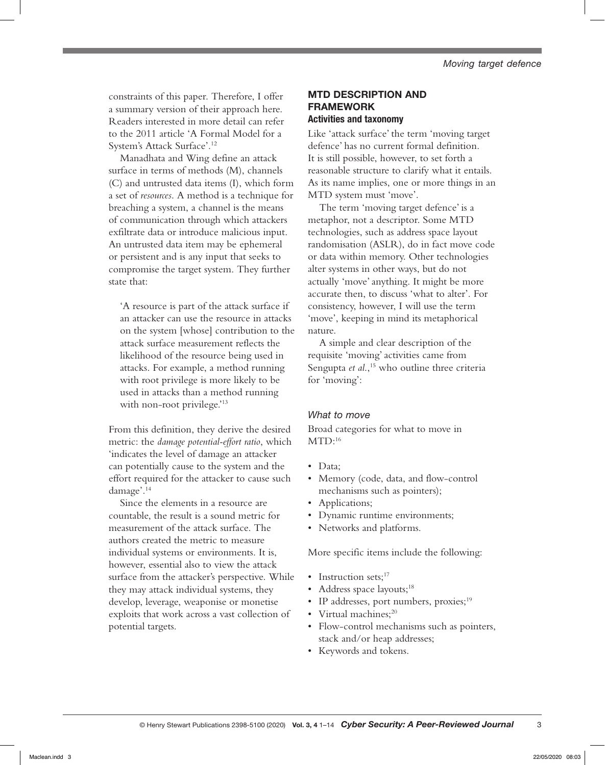constraints of this paper. Therefore, I offer a summary version of their approach here. Readers interested in more detail can refer to the 2011 article 'A Formal Model for a System's Attack Surface'.[12]

Manadhata and Wing define an attack surface in terms of methods (M), channels (C) and untrusted data items (I), which form a set of *resources*. A method is a technique for breaching a system, a channel is the means of communication through which attackers exfiltrate data or introduce malicious input. An untrusted data item may be ephemeral or persistent and is any input that seeks to compromise the target system. They further state that:

> 'A resource is part of the attack surface if an attacker can use the resource in attacks on the system [whose] contribution to the attack surface measurement reflects the likelihood of the resource being used in attacks. For example, a method running with root privilege is more likely to be used in attacks than a method running with non-root privilege.'[13]

From this definition, they derive the desired metric: the *damage potential-effort ratio*, which 'indicates the level of damage an attacker can potentially cause to the system and the effort required for the attacker to cause such damage'.[14]

Since the elements in a resource are countable, the result is a sound metric for measurement of the attack surface. The authors created the metric to measure individual systems or environments. It is, however, essential also to view the attack surface from the attacker's perspective. While they may attack individual systems, they develop, leverage, weaponise or monetise exploits that work across a vast collection of potential targets.

## MTD DESCRIPTION AND FRAMEWORK

### Activities and taxonomy

Like 'attack surface' the term 'moving target defence' has no current formal definition. It is still possible, however, to set forth a reasonable structure to clarify what it entails. As its name implies, one or more things in an MTD system must 'move'.

The term 'moving target defence' is a metaphor, not a descriptor. Some MTD technologies, such as address space layout randomisation (ASLR), do in fact move code or data within memory. Other technologies alter systems in other ways, but do not actually 'move' anything. It might be more accurate then, to discuss 'what to alter'. For consistency, however, I will use the term 'move', keeping in mind its metaphorical nature.

A simple and clear description of the requisite 'moving' activities came from Sengupta *et al*.,[15] who outline three criteria for 'moving':

#### *What to move*

Broad categories for what to move in MTD:[16]

- Data;
- Memory (code, data, and flow-control mechanisms such as pointers);
- Applications;
- Dynamic runtime environments;
- Networks and platforms.

More specific items include the following:

- Instruction sets;[17]
- Address space layouts;[18]
- IP addresses, port numbers, proxies;[19]
- Virtual machines;[20]
- Flow-control mechanisms such as pointers, stack and/or heap addresses;
- Keywords and tokens.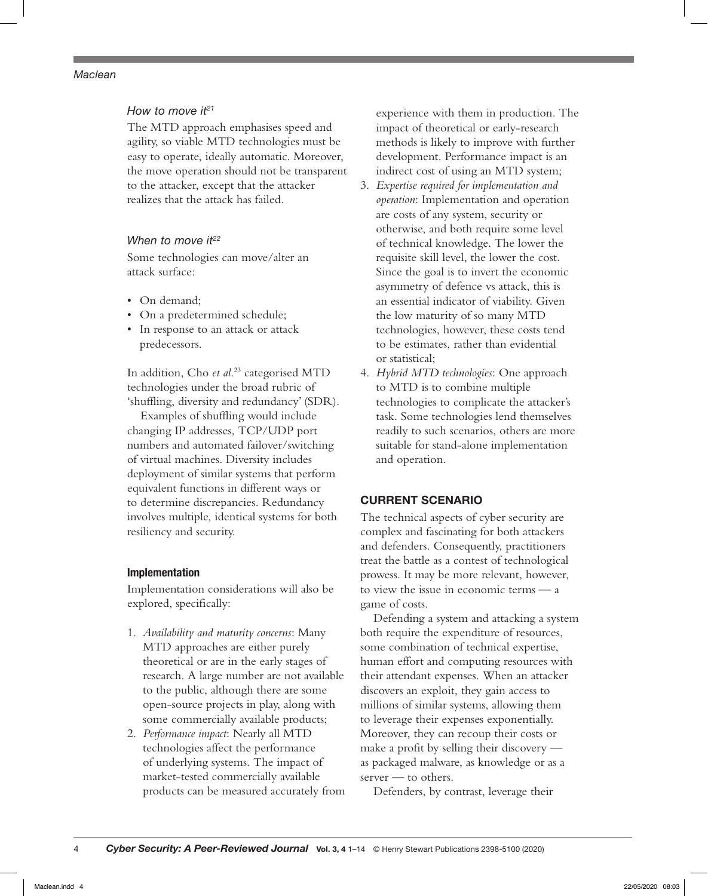*How to move it*[21]

The MTD approach emphasises speed and agility, so viable MTD technologies must be easy to operate, ideally automatic. Moreover, the move operation should not be transparent to the attacker, except that the attacker realizes that the attack has failed.

*When to move it*[22]

Some technologies can move/alter an attack surface:

- On demand;
- On a predetermined schedule;
- In response to an attack or attack predecessors.

In addition, Cho *et al.*[23] categorised MTD technologies under the broad rubric of 'shuffling, diversity and redundancy' (SDR).

Examples of shuffling would include changing IP addresses, TCP/UDP port numbers and automated failover/switching of virtual machines. Diversity includes deployment of similar systems that perform equivalent functions in different ways or to determine discrepancies. Redundancy involves multiple, identical systems for both resiliency and security.

### Implementation

Implementation considerations will also be explored, specifically:

1. *Availability and maturity concerns*: Many MTD approaches are either purely theoretical or are in the early stages of research. A large number are not available to the public, although there are some open-source projects in play, along with some commercially available products;
2. *Performance impact*: Nearly all MTD technologies affect the performance of underlying systems. The impact of market-tested commercially available products can be measured accurately from experience with them in production. The impact of theoretical or early-research methods is likely to improve with further development. Performance impact is an indirect cost of using an MTD system;
3. *Expertise required for implementation and operation*: Implementation and operation are costs of any system, security or otherwise, and both require some level of technical knowledge. The lower the requisite skill level, the lower the cost. Since the goal is to invert the economic asymmetry of defence vs attack, this is an essential indicator of viability. Given the low maturity of so many MTD technologies, however, these costs tend to be estimates, rather than evidential or statistical;
4. *Hybrid MTD technologies*: One approach to MTD is to combine multiple technologies to complicate the attacker's task. Some technologies lend themselves readily to such scenarios, others are more suitable for stand-alone implementation and operation.

## CURRENT SCENARIO

The technical aspects of cyber security are complex and fascinating for both attackers and defenders. Consequently, practitioners treat the battle as a contest of technological prowess. It may be more relevant, however, to view the issue in economic terms — a game of costs.

Defending a system and attacking a system both require the expenditure of resources, some combination of technical expertise, human effort and computing resources with their attendant expenses. When an attacker discovers an exploit, they gain access to millions of similar systems, allowing them to leverage their expenses exponentially. Moreover, they can recoup their costs or make a profit by selling their discovery — as packaged malware, as knowledge or as a server — to others.

Defenders, by contrast, leverage their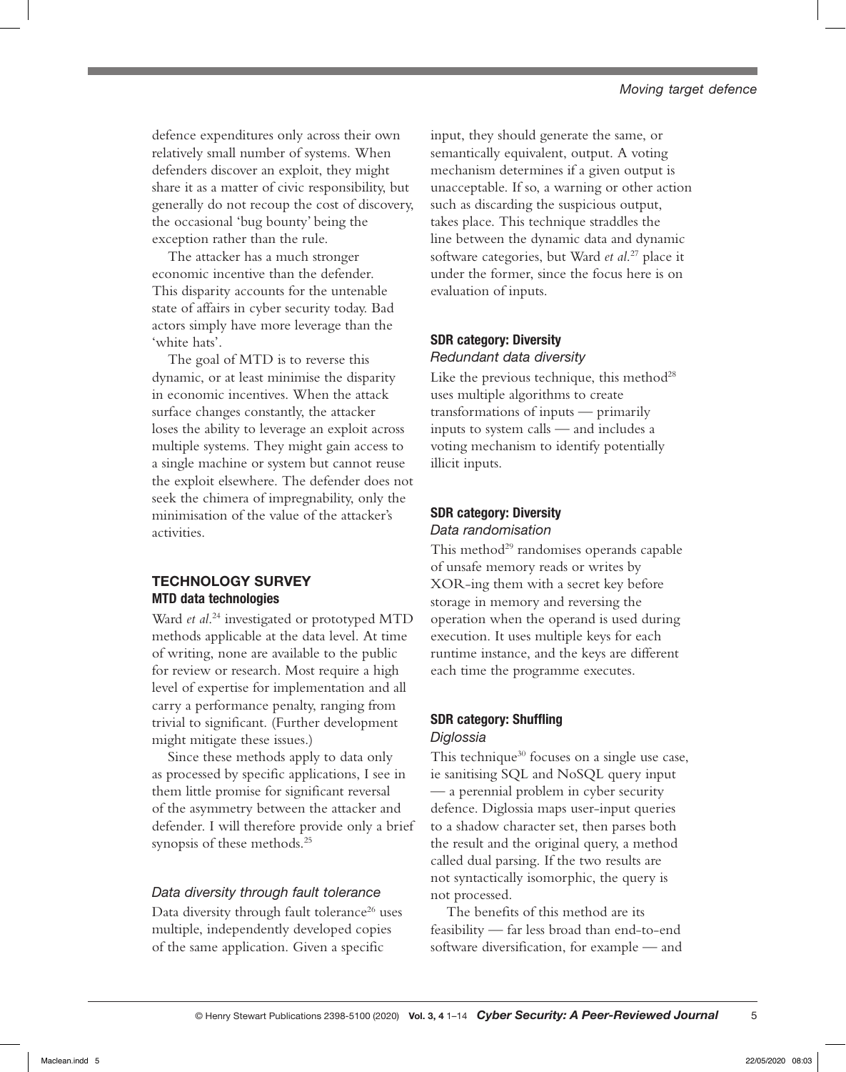defence expenditures only across their own relatively small number of systems. When defenders discover an exploit, they might share it as a matter of civic responsibility, but generally do not recoup the cost of discovery, the occasional 'bug bounty' being the exception rather than the rule.

The attacker has a much stronger economic incentive than the defender. This disparity accounts for the untenable state of affairs in cyber security today. Bad actors simply have more leverage than the 'white hats'.

The goal of MTD is to reverse this dynamic, or at least minimise the disparity in economic incentives. When the attack surface changes constantly, the attacker loses the ability to leverage an exploit across multiple systems. They might gain access to a single machine or system but cannot reuse the exploit elsewhere. The defender does not seek the chimera of impregnability, only the minimisation of the value of the attacker's activities.

## TECHNOLOGY SURVEY

### MTD data technologies

Ward *et al.*[24] investigated or prototyped MTD methods applicable at the data level. At time of writing, none are available to the public for review or research. Most require a high level of expertise for implementation and all carry a performance penalty, ranging from trivial to significant. (Further development might mitigate these issues.)

Since these methods apply to data only as processed by specific applications, I see in them little promise for significant reversal of the asymmetry between the attacker and defender. I will therefore provide only a brief synopsis of these methods.[25]

#### *Data diversity through fault tolerance*

Data diversity through fault tolerance[26] uses multiple, independently developed copies of the same application. Given a specific input, they should generate the same, or semantically equivalent, output. A voting mechanism determines if a given output is unacceptable. If so, a warning or other action such as discarding the suspicious output, takes place. This technique straddles the line between the dynamic data and dynamic software categories, but Ward *et al.*[27] place it under the former, since the focus here is on evaluation of inputs.

#### SDR category: Diversity
*Redundant data diversity*

Like the previous technique, this method[28] uses multiple algorithms to create transformations of inputs — primarily inputs to system calls — and includes a voting mechanism to identify potentially illicit inputs.

#### SDR category: Diversity
*Data randomisation*

This method[29] randomises operands capable of unsafe memory reads or writes by XOR-ing them with a secret key before storage in memory and reversing the operation when the operand is used during execution. It uses multiple keys for each runtime instance, and the keys are different each time the programme executes.

#### SDR category: Shuffling
*Diglossia*

This technique[30] focuses on a single use case, ie sanitising SQL and NoSQL query input — a perennial problem in cyber security defence. Diglossia maps user-input queries to a shadow character set, then parses both the result and the original query, a method called dual parsing. If the two results are not syntactically isomorphic, the query is not processed.

The benefits of this method are its feasibility — far less broad than end-to-end software diversification, for example — and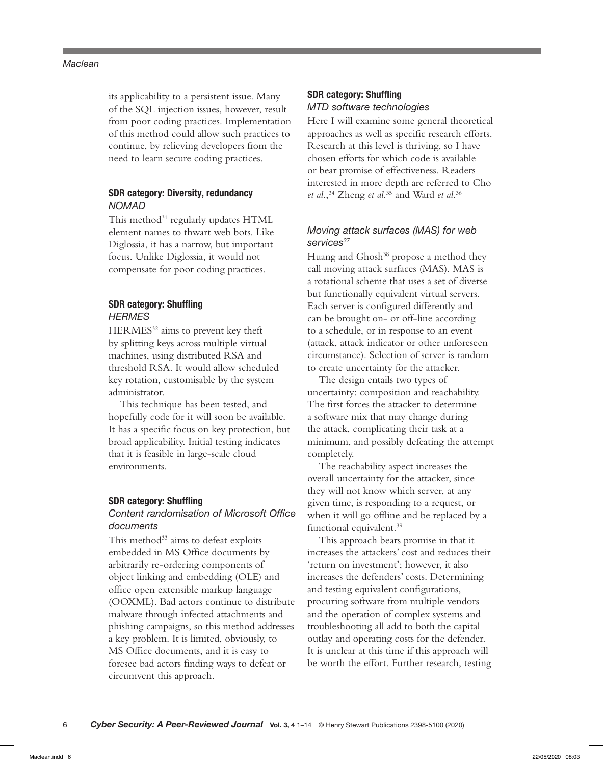its applicability to a persistent issue. Many of the SQL injection issues, however, result from poor coding practices. Implementation of this method could allow such practices to continue, by relieving developers from the need to learn secure coding practices.

#### SDR category: Diversity, redundancy

*NOMAD*

This method[31] regularly updates HTML element names to thwart web bots. Like Diglossia, it has a narrow, but important focus. Unlike Diglossia, it would not compensate for poor coding practices.

#### SDR category: Shuffling

*HERMES*

HERMES[32] aims to prevent key theft by splitting keys across multiple virtual machines, using distributed RSA and threshold RSA. It would allow scheduled key rotation, customisable by the system administrator.

This technique has been tested, and hopefully code for it will soon be available. It has a specific focus on key protection, but broad applicability. Initial testing indicates that it is feasible in large-scale cloud environments.

#### SDR category: Shuffling

*Content randomisation of Microsoft Office documents*

This method[33] aims to defeat exploits embedded in MS Office documents by arbitrarily re-ordering components of object linking and embedding (OLE) and office open extensible markup language (OOXML). Bad actors continue to distribute malware through infected attachments and phishing campaigns, so this method addresses a key problem. It is limited, obviously, to MS Office documents, and it is easy to foresee bad actors finding ways to defeat or circumvent this approach.

#### SDR category: Shuffling

*MTD software technologies*

Here I will examine some general theoretical approaches as well as specific research efforts. Research at this level is thriving, so I have chosen efforts for which code is available or bear promise of effectiveness. Readers interested in more depth are referred to Cho *et al.*,[34] Zheng *et al.*[35] and Ward *et al.*[36]

*Moving attack surfaces (MAS) for web services*[37]

Huang and Ghosh[38] propose a method they call moving attack surfaces (MAS). MAS is a rotational scheme that uses a set of diverse but functionally equivalent virtual servers. Each server is configured differently and can be brought on- or off-line according to a schedule, or in response to an event (attack, attack indicator or other unforeseen circumstance). Selection of server is random to create uncertainty for the attacker.

The design entails two types of uncertainty: composition and reachability. The first forces the attacker to determine a software mix that may change during the attack, complicating their task at a minimum, and possibly defeating the attempt completely.

The reachability aspect increases the overall uncertainty for the attacker, since they will not know which server, at any given time, is responding to a request, or when it will go offline and be replaced by a functional equivalent.[39]

This approach bears promise in that it increases the attackers' cost and reduces their 'return on investment'; however, it also increases the defenders' costs. Determining and testing equivalent configurations, procuring software from multiple vendors and the operation of complex systems and troubleshooting all add to both the capital outlay and operating costs for the defender. It is unclear at this time if this approach will be worth the effort. Further research, testing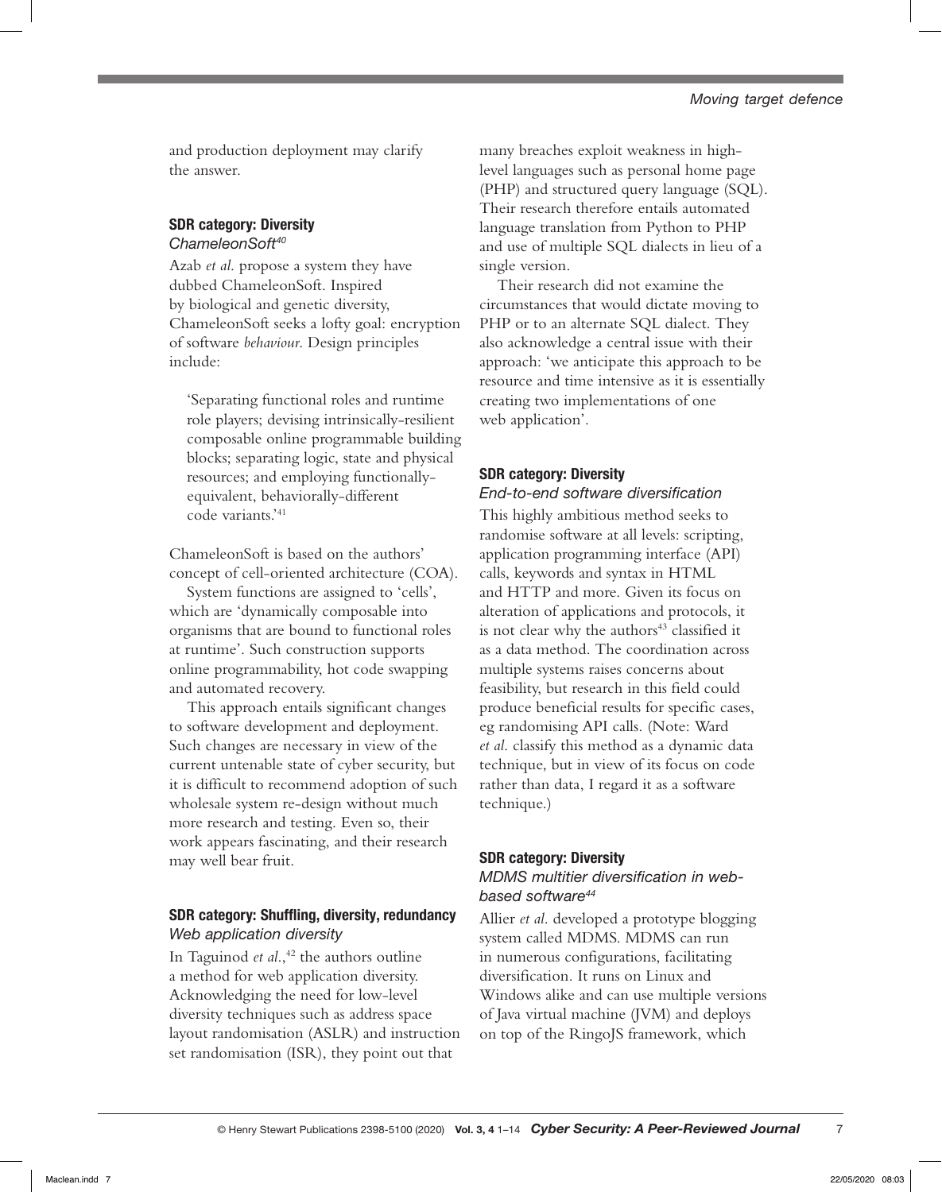and production deployment may clarify the answer.

### SDR category: Diversity

*ChameleonSoft*[40]

Azab *et al.* propose a system they have dubbed ChameleonSoft. Inspired by biological and genetic diversity, ChameleonSoft seeks a lofty goal: encryption of software *behaviour*. Design principles include:

> 'Separating functional roles and runtime role players; devising intrinsically-resilient composable online programmable building blocks; separating logic, state and physical resources; and employing functionally-equivalent, behaviorally-different code variants.'[41]

ChameleonSoft is based on the authors' concept of cell-oriented architecture (COA).

System functions are assigned to 'cells', which are 'dynamically composable into organisms that are bound to functional roles at runtime'. Such construction supports online programmability, hot code swapping and automated recovery.

This approach entails significant changes to software development and deployment. Such changes are necessary in view of the current untenable state of cyber security, but it is difficult to recommend adoption of such wholesale system re-design without much more research and testing. Even so, their work appears fascinating, and their research may well bear fruit.

### SDR category: Shuffling, diversity, redundancy

*Web application diversity*

In Taguinod *et al.*,[42] the authors outline a method for web application diversity. Acknowledging the need for low-level diversity techniques such as address space layout randomisation (ASLR) and instruction set randomisation (ISR), they point out that many breaches exploit weakness in high-level languages such as personal home page (PHP) and structured query language (SQL). Their research therefore entails automated language translation from Python to PHP and use of multiple SQL dialects in lieu of a single version.

Their research did not examine the circumstances that would dictate moving to PHP or to an alternate SQL dialect. They also acknowledge a central issue with their approach: 'we anticipate this approach to be resource and time intensive as it is essentially creating two implementations of one web application'.

### SDR category: Diversity

*End-to-end software diversification*

This highly ambitious method seeks to randomise software at all levels: scripting, application programming interface (API) calls, keywords and syntax in HTML and HTTP and more. Given its focus on alteration of applications and protocols, it is not clear why the authors[43] classified it as a data method. The coordination across multiple systems raises concerns about feasibility, but research in this field could produce beneficial results for specific cases, eg randomising API calls. (Note: Ward *et al.* classify this method as a dynamic data technique, but in view of its focus on code rather than data, I regard it as a software technique.)

### SDR category: Diversity

*MDMS multitier diversification in web-based software*[44]

Allier *et al.* developed a prototype blogging system called MDMS. MDMS can run in numerous configurations, facilitating diversification. It runs on Linux and Windows alike and can use multiple versions of Java virtual machine (JVM) and deploys on top of the RingoJS framework, which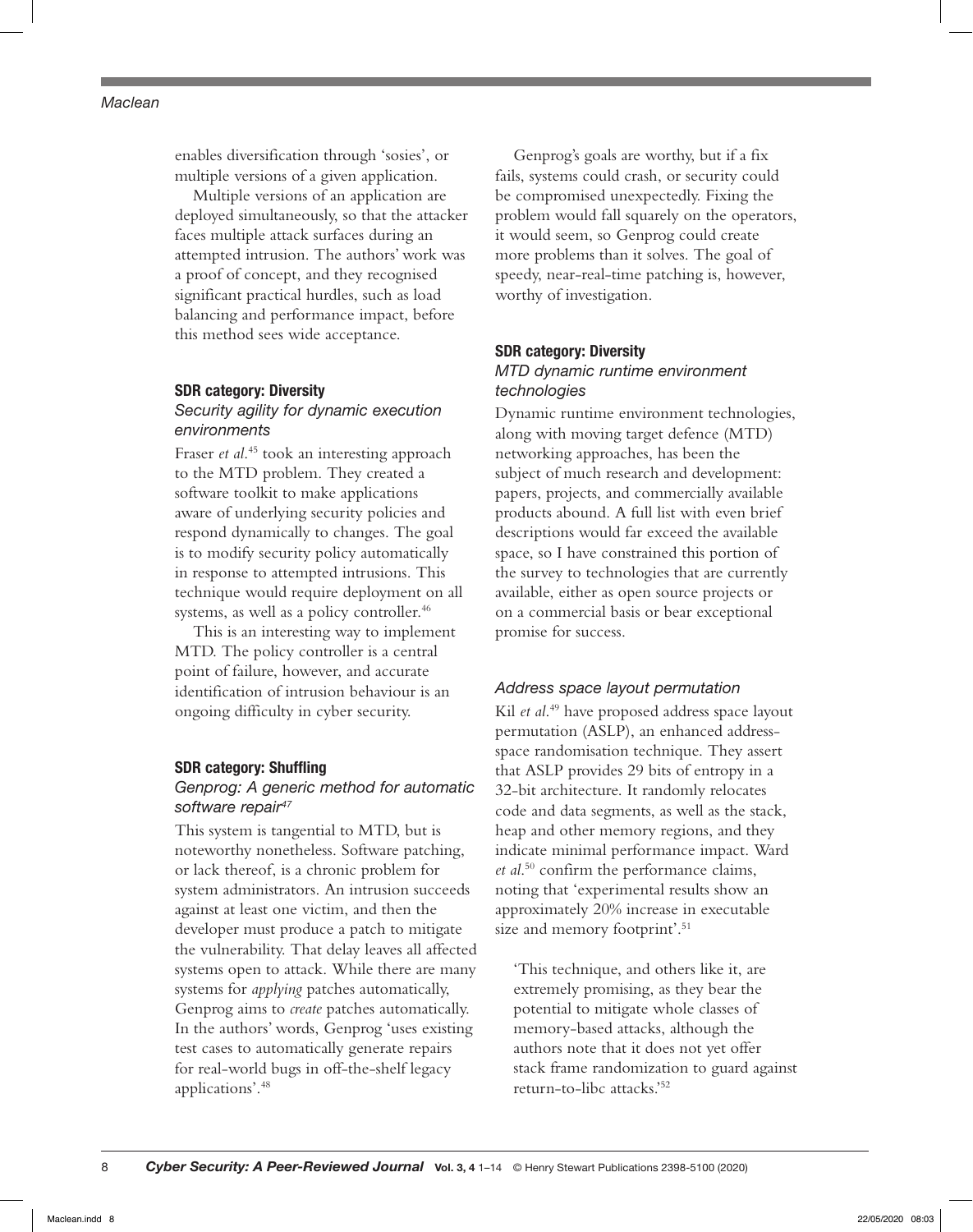enables diversification through 'sosies', or multiple versions of a given application.

Multiple versions of an application are deployed simultaneously, so that the attacker faces multiple attack surfaces during an attempted intrusion. The authors' work was a proof of concept, and they recognised significant practical hurdles, such as load balancing and performance impact, before this method sees wide acceptance.

### SDR category: Diversity

#### *Security agility for dynamic execution environments*

Fraser *et al.*[45] took an interesting approach to the MTD problem. They created a software toolkit to make applications aware of underlying security policies and respond dynamically to changes. The goal is to modify security policy automatically in response to attempted intrusions. This technique would require deployment on all systems, as well as a policy controller.[46]

This is an interesting way to implement MTD. The policy controller is a central point of failure, however, and accurate identification of intrusion behaviour is an ongoing difficulty in cyber security.

### SDR category: Shuffling

#### *Genprog: A generic method for automatic software repair*[47]

This system is tangential to MTD, but is noteworthy nonetheless. Software patching, or lack thereof, is a chronic problem for system administrators. An intrusion succeeds against at least one victim, and then the developer must produce a patch to mitigate the vulnerability. That delay leaves all affected systems open to attack. While there are many systems for *applying* patches automatically, Genprog aims to *create* patches automatically. In the authors' words, Genprog 'uses existing test cases to automatically generate repairs for real-world bugs in off-the-shelf legacy applications'.[48]

Genprog's goals are worthy, but if a fix fails, systems could crash, or security could be compromised unexpectedly. Fixing the problem would fall squarely on the operators, it would seem, so Genprog could create more problems than it solves. The goal of speedy, near-real-time patching is, however, worthy of investigation.

### SDR category: Diversity

#### *MTD dynamic runtime environment technologies*

Dynamic runtime environment technologies, along with moving target defence (MTD) networking approaches, has been the subject of much research and development: papers, projects, and commercially available products abound. A full list with even brief descriptions would far exceed the available space, so I have constrained this portion of the survey to technologies that are currently available, either as open source projects or on a commercial basis or bear exceptional promise for success.

#### *Address space layout permutation*

Kil *et al.*[49] have proposed address space layout permutation (ASLP), an enhanced address-space randomisation technique. They assert that ASLP provides 29 bits of entropy in a 32-bit architecture. It randomly relocates code and data segments, as well as the stack, heap and other memory regions, and they indicate minimal performance impact. Ward *et al.*[50] confirm the performance claims, noting that 'experimental results show an approximately 20% increase in executable size and memory footprint'.[51]

> 'This technique, and others like it, are extremely promising, as they bear the potential to mitigate whole classes of memory-based attacks, although the authors note that it does not yet offer stack frame randomization to guard against return-to-libc attacks.'[52]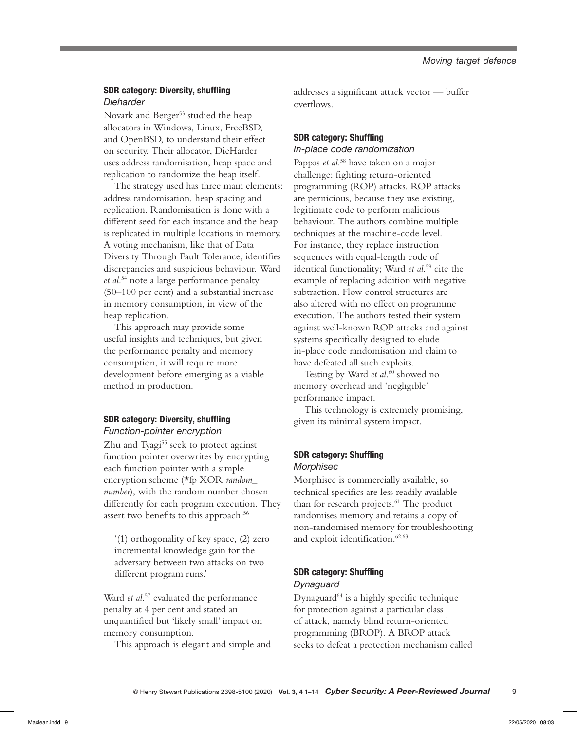### SDR category: Diversity, shuffling

*Dieharder*

Novark and Berger[53] studied the heap allocators in Windows, Linux, FreeBSD, and OpenBSD, to understand their effect on security. Their allocator, DieHarder uses address randomisation, heap space and replication to randomize the heap itself.

The strategy used has three main elements: address randomisation, heap spacing and replication. Randomisation is done with a different seed for each instance and the heap is replicated in multiple locations in memory. A voting mechanism, like that of Data Diversity Through Fault Tolerance, identifies discrepancies and suspicious behaviour. Ward *et al*.[54] note a large performance penalty (50–100 per cent) and a substantial increase in memory consumption, in view of the heap replication.

This approach may provide some useful insights and techniques, but given the performance penalty and memory consumption, it will require more development before emerging as a viable method in production.

### SDR category: Diversity, shuffling

*Function-pointer encryption*

Zhu and Tyagi[55] seek to protect against function pointer overwrites by encrypting each function pointer with a simple encryption scheme (*fp XOR *random_number*), with the random number chosen differently for each program execution. They assert two benefits to this approach:[56]

> '(1) orthogonality of key space, (2) zero incremental knowledge gain for the adversary between two attacks on two different program runs.'

Ward *et al*.[57] evaluated the performance penalty at 4 per cent and stated an unquantified but 'likely small' impact on memory consumption.

This approach is elegant and simple and addresses a significant attack vector — buffer overflows.

### SDR category: Shuffling

*In-place code randomization*

Pappas *et al*.[58] have taken on a major challenge: fighting return-oriented programming (ROP) attacks. ROP attacks are pernicious, because they use existing, legitimate code to perform malicious behaviour. The authors combine multiple techniques at the machine-code level. For instance, they replace instruction sequences with equal-length code of identical functionality; Ward *et al*.[59] cite the example of replacing addition with negative subtraction. Flow control structures are also altered with no effect on programme execution. The authors tested their system against well-known ROP attacks and against systems specifically designed to elude in-place code randomisation and claim to have defeated all such exploits.

Testing by Ward *et al*.[60] showed no memory overhead and 'negligible' performance impact.

This technology is extremely promising, given its minimal system impact.

### SDR category: Shuffling

*Morphisec*

Morphisec is commercially available, so technical specifics are less readily available than for research projects.[61] The product randomises memory and retains a copy of non-randomised memory for troubleshooting and exploit identification.[62,63]

### SDR category: Shuffling

*Dynaguard*

Dynaguard[64] is a highly specific technique for protection against a particular class of attack, namely blind return-oriented programming (BROP). A BROP attack seeks to defeat a protection mechanism called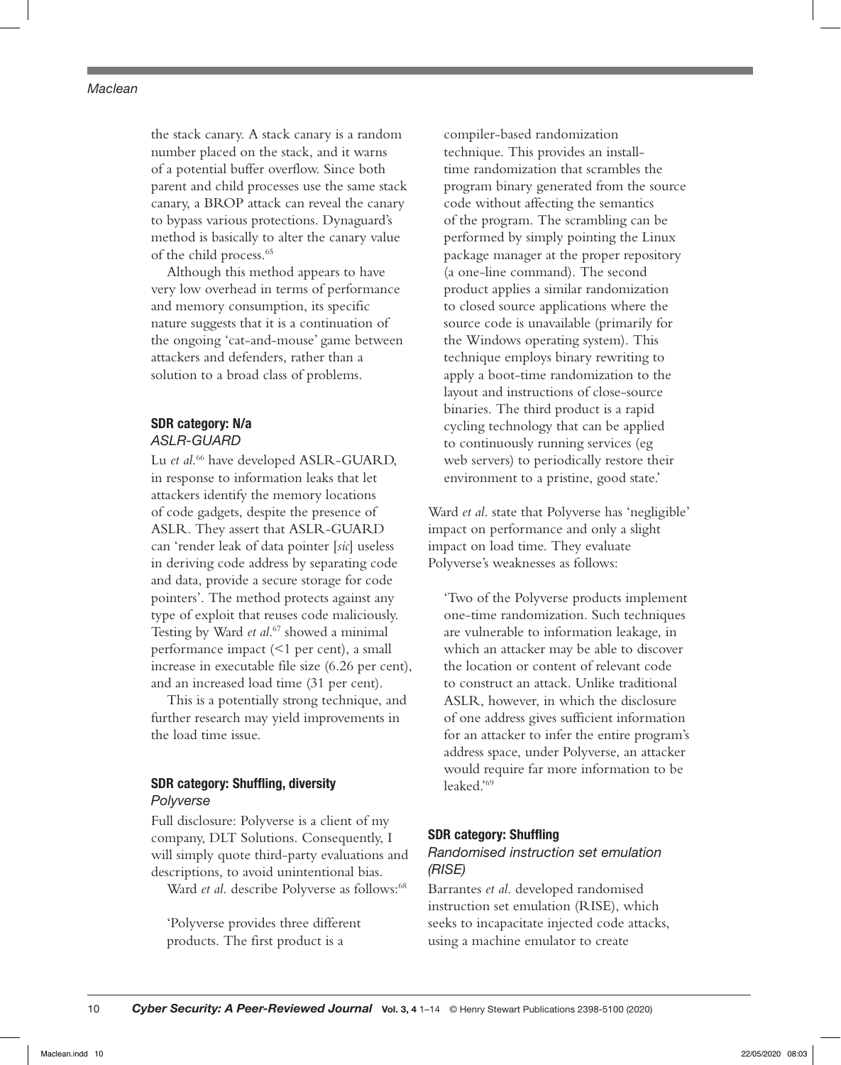the stack canary. A stack canary is a random number placed on the stack, and it warns of a potential buffer overflow. Since both parent and child processes use the same stack canary, a BROP attack can reveal the canary to bypass various protections. Dynaguard's method is basically to alter the canary value of the child process.[65]

Although this method appears to have very low overhead in terms of performance and memory consumption, its specific nature suggests that it is a continuation of the ongoing 'cat-and-mouse' game between attackers and defenders, rather than a solution to a broad class of problems.

### SDR category: N/a

#### *ASLR-GUARD*

Lu *et al.*[66] have developed ASLR-GUARD, in response to information leaks that let attackers identify the memory locations of code gadgets, despite the presence of ASLR. They assert that ASLR-GUARD can 'render leak of data pointer [*sic*] useless in deriving code address by separating code and data, provide a secure storage for code pointers'. The method protects against any type of exploit that reuses code maliciously. Testing by Ward *et al.*[67] showed a minimal performance impact (<1 per cent), a small increase in executable file size (6.26 per cent), and an increased load time (31 per cent).

This is a potentially strong technique, and further research may yield improvements in the load time issue.

### SDR category: Shuffling, diversity

#### *Polyverse*

Full disclosure: Polyverse is a client of my company, DLT Solutions. Consequently, I will simply quote third-party evaluations and descriptions, to avoid unintentional bias.

Ward *et al.* describe Polyverse as follows:[68]

> 'Polyverse provides three different products. The first product is a compiler-based randomization technique. This provides an install-time randomization that scrambles the program binary generated from the source code without affecting the semantics of the program. The scrambling can be performed by simply pointing the Linux package manager at the proper repository (a one-line command). The second product applies a similar randomization to closed source applications where the source code is unavailable (primarily for the Windows operating system). This technique employs binary rewriting to apply a boot-time randomization to the layout and instructions of close-source binaries. The third product is a rapid cycling technology that can be applied to continuously running services (eg web servers) to periodically restore their environment to a pristine, good state.'

Ward *et al.* state that Polyverse has 'negligible' impact on performance and only a slight impact on load time. They evaluate Polyverse's weaknesses as follows:

> 'Two of the Polyverse products implement one-time randomization. Such techniques are vulnerable to information leakage, in which an attacker may be able to discover the location or content of relevant code to construct an attack. Unlike traditional ASLR, however, in which the disclosure of one address gives sufficient information for an attacker to infer the entire program's address space, under Polyverse, an attacker would require far more information to be leaked.'[69]

### SDR category: Shuffling

#### *Randomised instruction set emulation (RISE)*

Barrantes *et al.* developed randomised instruction set emulation (RISE), which seeks to incapacitate injected code attacks, using a machine emulator to create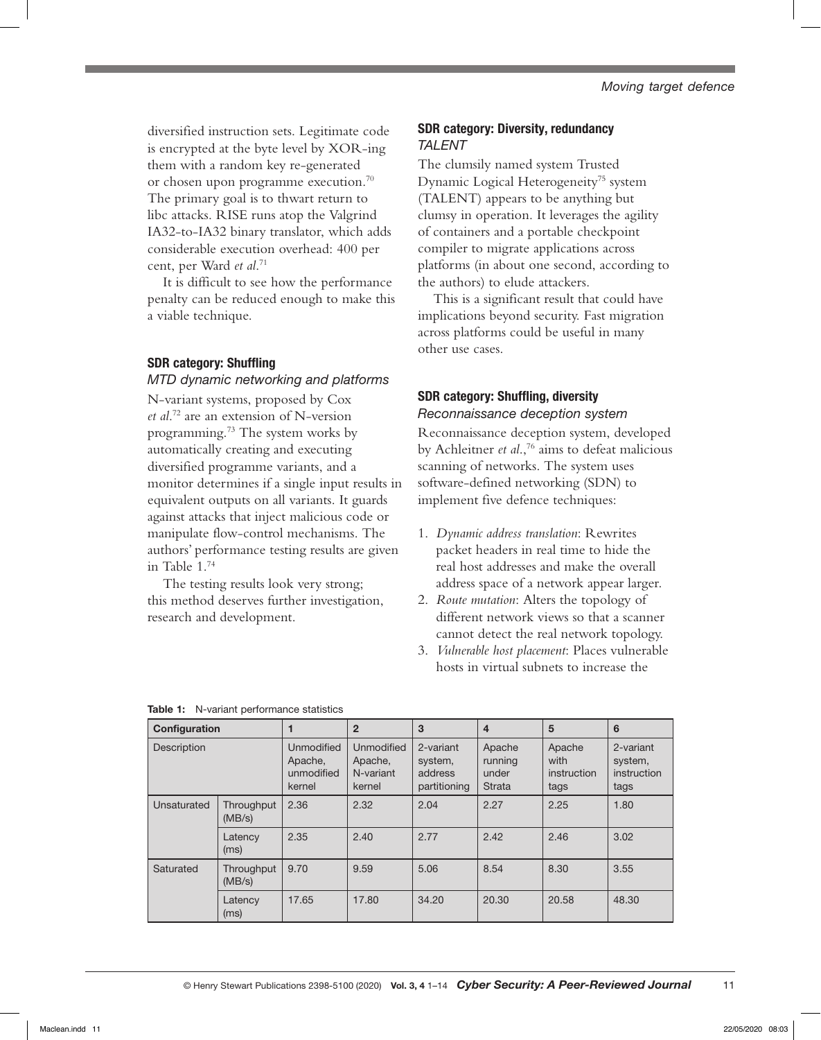diversified instruction sets. Legitimate code is encrypted at the byte level by XOR-ing them with a random key re-generated or chosen upon programme execution.[70] The primary goal is to thwart return to libc attacks. RISE runs atop the Valgrind IA32-to-IA32 binary translator, which adds considerable execution overhead: 400 per cent, per Ward *et al*.[71]

It is difficult to see how the performance penalty can be reduced enough to make this a viable technique.

### SDR category: Shuffling

*MTD dynamic networking and platforms*

N-variant systems, proposed by Cox *et al*.[72] are an extension of N-version programming.[73] The system works by automatically creating and executing diversified programme variants, and a monitor determines if a single input results in equivalent outputs on all variants. It guards against attacks that inject malicious code or manipulate flow-control mechanisms. The authors' performance testing results are given in Table 1.[74]

The testing results look very strong; this method deserves further investigation, research and development.

### SDR category: Diversity, redundancy

*TALENT*

The clumsily named system Trusted Dynamic Logical Heterogeneity[75] system (TALENT) appears to be anything but clumsy in operation. It leverages the agility of containers and a portable checkpoint compiler to migrate applications across platforms (in about one second, according to the authors) to elude attackers.

This is a significant result that could have implications beyond security. Fast migration across platforms could be useful in many other use cases.

### SDR category: Shuffling, diversity

*Reconnaissance deception system*

Reconnaissance deception system, developed by Achleitner *et al*.,[76] aims to defeat malicious scanning of networks. The system uses software-defined networking (SDN) to implement five defence techniques:

1. *Dynamic address translation*: Rewrites packet headers in real time to hide the real host addresses and make the overall address space of a network appear larger.
2. *Route mutation*: Alters the topology of different network views so that a scanner cannot detect the real network topology.
3. *Vulnerable host placement*: Places vulnerable hosts in virtual subnets to increase the

**Table 1:** N-variant performance statistics

| Configuration | | 1 | 2 | 3 | 4 | 5 | 6 |
|---|---|---|---|---|---|---|---|
| Description | | Unmodified Apache, unmodified kernel | Unmodified Apache, N-variant kernel | 2-variant system, address partitioning | Apache running under Strata | Apache with instruction tags | 2-variant system, instruction tags |
| Unsaturated | Throughput (MB/s) | 2.36 | 2.32 | 2.04 | 2.27 | 2.25 | 1.80 |
| | Latency (ms) | 2.35 | 2.40 | 2.77 | 2.42 | 2.46 | 3.02 |
| Saturated | Throughput (MB/s) | 9.70 | 9.59 | 5.06 | 8.54 | 8.30 | 3.55 |
| | Latency (ms) | 17.65 | 17.80 | 34.20 | 20.30 | 20.58 | 48.30 |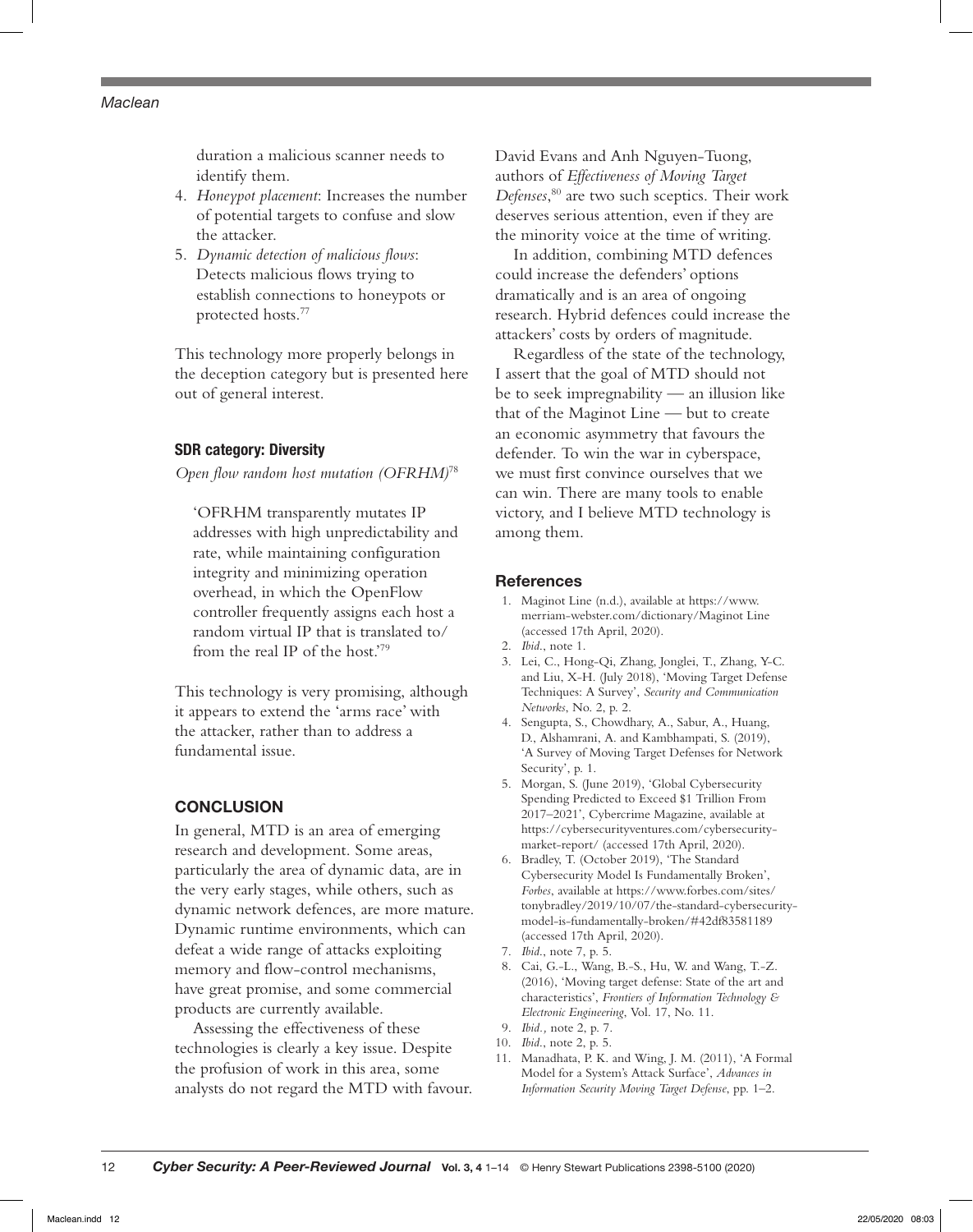duration a malicious scanner needs to identify them.

4. *Honeypot placement*: Increases the number of potential targets to confuse and slow the attacker.
5. *Dynamic detection of malicious flows*: Detects malicious flows trying to establish connections to honeypots or protected hosts.[77]

This technology more properly belongs in the deception category but is presented here out of general interest.

#### SDR category: Diversity

*Open flow random host mutation (OFRHM)*[78]

> 'OFRHM transparently mutates IP addresses with high unpredictability and rate, while maintaining configuration integrity and minimizing operation overhead, in which the OpenFlow controller frequently assigns each host a random virtual IP that is translated to/from the real IP of the host.'[79]

This technology is very promising, although it appears to extend the 'arms race' with the attacker, rather than to address a fundamental issue.

## CONCLUSION

In general, MTD is an area of emerging research and development. Some areas, particularly the area of dynamic data, are in the very early stages, while others, such as dynamic network defences, are more mature. Dynamic runtime environments, which can defeat a wide range of attacks exploiting memory and flow-control mechanisms, have great promise, and some commercial products are currently available.

Assessing the effectiveness of these technologies is clearly a key issue. Despite the profusion of work in this area, some analysts do not regard the MTD with favour. David Evans and Anh Nguyen-Tuong, authors of *Effectiveness of Moving Target Defenses*,[80] are two such sceptics. Their work deserves serious attention, even if they are the minority voice at the time of writing.

In addition, combining MTD defences could increase the defenders' options dramatically and is an area of ongoing research. Hybrid defences could increase the attackers' costs by orders of magnitude.

Regardless of the state of the technology, I assert that the goal of MTD should not be to seek impregnability — an illusion like that of the Maginot Line — but to create an economic asymmetry that favours the defender. To win the war in cyberspace, we must first convince ourselves that we can win. There are many tools to enable victory, and I believe MTD technology is among them.

## References

1. Maginot Line (n.d.), available at https://www.merriam-webster.com/dictionary/Maginot Line (accessed 17th April, 2020).
2. *Ibid.*, note 1.
3. Lei, C., Hong-Qi, Zhang, Jonglei, T., Zhang, Y-C. and Liu, X-H. (July 2018), 'Moving Target Defense Techniques: A Survey', *Security and Communication Networks*, No. 2, p. 2.
4. Sengupta, S., Chowdhary, A., Sabur, A., Huang, D., Alshamrani, A. and Kambhampati, S. (2019), 'A Survey of Moving Target Defenses for Network Security', p. 1.
5. Morgan, S. (June 2019), 'Global Cybersecurity Spending Predicted to Exceed $1 Trillion From 2017–2021', Cybercrime Magazine, available at https://cybersecurityventures.com/cybersecurity-market-report/ (accessed 17th April, 2020).
6. Bradley, T. (October 2019), 'The Standard Cybersecurity Model Is Fundamentally Broken', *Forbes*, available at https://www.forbes.com/sites/tonybradley/2019/10/07/the-standard-cybersecurity-model-is-fundamentally-broken/#42df83581189 (accessed 17th April, 2020).
7. *Ibid.*, note 7, p. 5.
8. Cai, G.-L., Wang, B.-S., Hu, W. and Wang, T.-Z. (2016), 'Moving target defense: State of the art and characteristics', *Frontiers of Information Technology & Electronic Engineering*, Vol. 17, No. 11.
9. *Ibid.*, note 2, p. 7.
10. *Ibid.*, note 2, p. 5.
11. Manadhata, P. K. and Wing, J. M. (2011), 'A Formal Model for a System's Attack Surface', *Advances in Information Security Moving Target Defense*, pp. 1–2.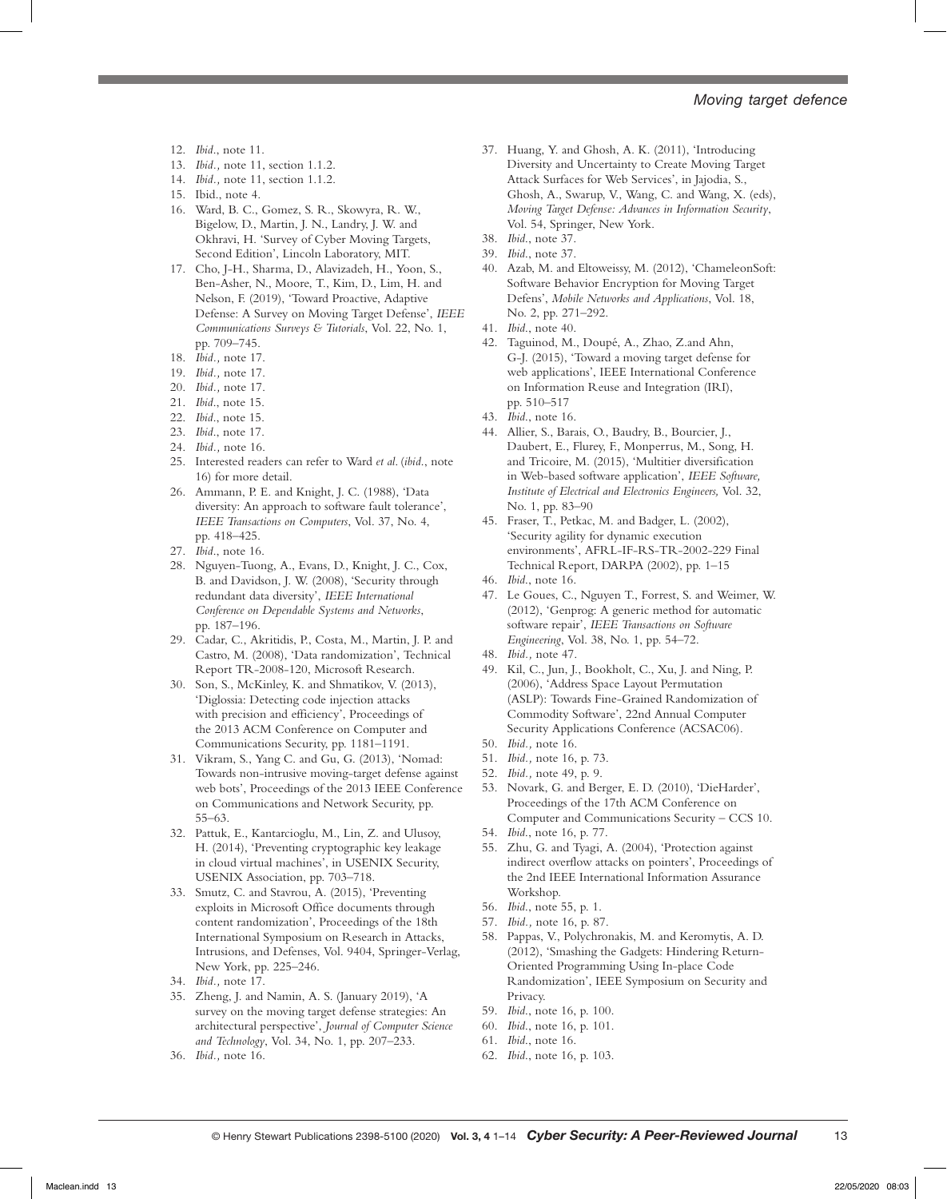12. *Ibid*., note 11.
13. *Ibid.,* note 11, section 1.1.2.
14. *Ibid.,* note 11, section 1.1.2.
15. Ibid., note 4.
16. Ward, B. C., Gomez, S. R., Skowyra, R. W., Bigelow, D., Martin, J. N., Landry, J. W. and Okhravi, H. 'Survey of Cyber Moving Targets, Second Edition', Lincoln Laboratory, MIT.
17. Cho, J-H., Sharma, D., Alavizadeh, H., Yoon, S., Ben-Asher, N., Moore, T., Kim, D., Lim, H. and Nelson, F. (2019), 'Toward Proactive, Adaptive Defense: A Survey on Moving Target Defense', *IEEE Communications Surveys & Tutorials*, Vol. 22, No. 1, pp. 709–745.
18. *Ibid.,* note 17.
19. *Ibid.,* note 17.
20. *Ibid.,* note 17.
21. *Ibid*., note 15.
22. *Ibid*., note 15.
23. *Ibid*., note 17.
24. *Ibid.,* note 16.
25. Interested readers can refer to Ward *et al*. (*ibid*., note 16) for more detail.
26. Ammann, P. E. and Knight, J. C. (1988), 'Data diversity: An approach to software fault tolerance', *IEEE Transactions on Computers*, Vol. 37, No. 4, pp. 418–425.
27. *Ibid*., note 16.
28. Nguyen-Tuong, A., Evans, D., Knight, J. C., Cox, B. and Davidson, J. W. (2008), 'Security through redundant data diversity', *IEEE International Conference on Dependable Systems and Networks*, pp. 187–196.
29. Cadar, C., Akritidis, P., Costa, M., Martin, J. P. and Castro, M. (2008), 'Data randomization', Technical Report TR-2008-120, Microsoft Research.
30. Son, S., McKinley, K. and Shmatikov, V. (2013), 'Diglossia: Detecting code injection attacks with precision and efficiency', Proceedings of the 2013 ACM Conference on Computer and Communications Security, pp. 1181–1191.
31. Vikram, S., Yang C. and Gu, G. (2013), 'Nomad: Towards non-intrusive moving-target defense against web bots', Proceedings of the 2013 IEEE Conference on Communications and Network Security, pp. 55–63.
32. Pattuk, E., Kantarcioglu, M., Lin, Z. and Ulusoy, H. (2014), 'Preventing cryptographic key leakage in cloud virtual machines', in USENIX Security, USENIX Association, pp. 703–718.
33. Smutz, C. and Stavrou, A. (2015), 'Preventing exploits in Microsoft Office documents through content randomization', Proceedings of the 18th International Symposium on Research in Attacks, Intrusions, and Defenses, Vol. 9404, Springer-Verlag, New York, pp. 225–246.
34. *Ibid.,* note 17.
35. Zheng, J. and Namin, A. S. (January 2019), 'A survey on the moving target defense strategies: An architectural perspective', *Journal of Computer Science and Technology*, Vol. 34, No. 1, pp. 207–233.
36. *Ibid.,* note 16.
37. Huang, Y. and Ghosh, A. K. (2011), 'Introducing Diversity and Uncertainty to Create Moving Target Attack Surfaces for Web Services', in Jajodia, S., Ghosh, A., Swarup, V., Wang, C. and Wang, X. (eds), *Moving Target Defense: Advances in Information Security*, Vol. 54, Springer, New York.
38. *Ibid*., note 37.
39. *Ibid*., note 37.
40. Azab, M. and Eltoweissy, M. (2012), 'ChameleonSoft: Software Behavior Encryption for Moving Target Defens', *Mobile Networks and Applications*, Vol. 18, No. 2, pp. 271–292.
41. *Ibid*., note 40.
42. Taguinod, M., Doupé, A., Zhao, Z.and Ahn, G-J. (2015), 'Toward a moving target defense for web applications', IEEE International Conference on Information Reuse and Integration (IRI), pp. 510–517
43. *Ibid*., note 16.
44. Allier, S., Barais, O., Baudry, B., Bourcier, J., Daubert, E., Flurey, F., Monperrus, M., Song, H. and Tricoire, M. (2015), 'Multitier diversification in Web-based software application', *IEEE Software, Institute of Electrical and Electronics Engineers,* Vol. 32, No. 1, pp. 83–90
45. Fraser, T., Petkac, M. and Badger, L. (2002), 'Security agility for dynamic execution environments', AFRL-IF-RS-TR-2002-229 Final Technical Report, DARPA (2002), pp. 1–15
46. *Ibid*., note 16.
47. Le Goues, C., Nguyen T., Forrest, S. and Weimer, W. (2012), 'Genprog: A generic method for automatic software repair', *IEEE Transactions on Software Engineering*, Vol. 38, No. 1, pp. 54–72.
48. *Ibid.,* note 47.
49. Kil, C., Jun, J., Bookholt, C., Xu, J. and Ning, P. (2006), 'Address Space Layout Permutation (ASLP): Towards Fine-Grained Randomization of Commodity Software', 22nd Annual Computer Security Applications Conference (ACSAC06).
50. *Ibid.,* note 16.
51. *Ibid.,* note 16, p. 73.
52. *Ibid.,* note 49, p. 9.
53. Novark, G. and Berger, E. D. (2010), 'DieHarder', Proceedings of the 17th ACM Conference on Computer and Communications Security – CCS 10.
54. *Ibid*., note 16, p. 77.
55. Zhu, G. and Tyagi, A. (2004), 'Protection against indirect overflow attacks on pointers', Proceedings of the 2nd IEEE International Information Assurance Workshop.
56. *Ibid*., note 55, p. 1.
57. *Ibid.,* note 16, p. 87.
58. Pappas, V., Polychronakis, M. and Keromytis, A. D. (2012), 'Smashing the Gadgets: Hindering Return-Oriented Programming Using In-place Code Randomization', IEEE Symposium on Security and Privacy.
59. *Ibid*., note 16, p. 100.
60. *Ibid*., note 16, p. 101.
61. *Ibid*., note 16.
62. *Ibid*., note 16, p. 103.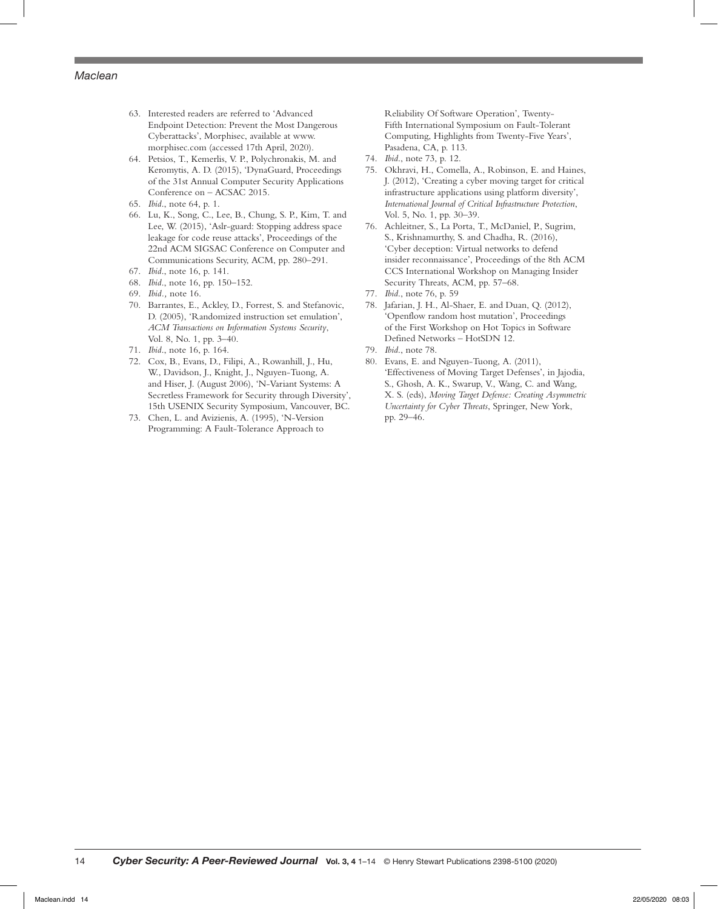63. Interested readers are referred to 'Advanced Endpoint Detection: Prevent the Most Dangerous Cyberattacks', Morphisec, available at www.morphisec.com (accessed 17th April, 2020).
64. Petsios, T., Kemerlis, V. P., Polychronakis, M. and Keromytis, A. D. (2015), 'DynaGuard, Proceedings of the 31st Annual Computer Security Applications Conference on – ACSAC 2015.
65. *Ibid*., note 64, p. 1.
66. Lu, K., Song, C., Lee, B., Chung, S. P., Kim, T. and Lee, W. (2015), 'Aslr-guard: Stopping address space leakage for code reuse attacks', Proceedings of the 22nd ACM SIGSAC Conference on Computer and Communications Security, ACM, pp. 280–291.
67. *Ibid*., note 16, p. 141.
68. *Ibid*., note 16, pp. 150–152.
69. *Ibid.,* note 16.
70. Barrantes, E., Ackley, D., Forrest, S. and Stefanovic, D. (2005), 'Randomized instruction set emulation', *ACM Transactions on Information Systems Security*, Vol. 8, No. 1, pp. 3–40.
71. *Ibid*., note 16, p. 164.
72. Cox, B., Evans, D., Filipi, A., Rowanhill, J., Hu, W., Davidson, J., Knight, J., Nguyen-Tuong, A. and Hiser, J. (August 2006), 'N-Variant Systems: A Secretless Framework for Security through Diversity', 15th USENIX Security Symposium, Vancouver, BC.
73. Chen, L. and Avizienis, A. (1995), 'N-Version Programming: A Fault-Tolerance Approach to Reliability Of Software Operation', Twenty-Fifth International Symposium on Fault-Tolerant Computing, Highlights from Twenty-Five Years', Pasadena, CA, p. 113.
74. *Ibid*., note 73, p. 12.
75. Okhravi, H., Comella, A., Robinson, E. and Haines, J. (2012), 'Creating a cyber moving target for critical infrastructure applications using platform diversity', *International Journal of Critical Infrastructure Protection*, Vol. 5, No. 1, pp. 30–39.
76. Achleitner, S., La Porta, T., McDaniel, P., Sugrim, S., Krishnamurthy, S. and Chadha, R. (2016), 'Cyber deception: Virtual networks to defend insider reconnaissance', Proceedings of the 8th ACM CCS International Workshop on Managing Insider Security Threats, ACM, pp. 57–68.
77. *Ibid*., note 76, p. 59
78. Jafarian, J. H., Al-Shaer, E. and Duan, Q. (2012), 'Openflow random host mutation', Proceedings of the First Workshop on Hot Topics in Software Defined Networks – HotSDN 12.
79. *Ibid*., note 78.
80. Evans, E. and Nguyen-Tuong, A. (2011), 'Effectiveness of Moving Target Defenses', in Jajodia, S., Ghosh, A. K., Swarup, V., Wang, C. and Wang, X. S. (eds), *Moving Target Defense: Creating Asymmetric Uncertainty for Cyber Threats*, Springer, New York, pp. 29–46.